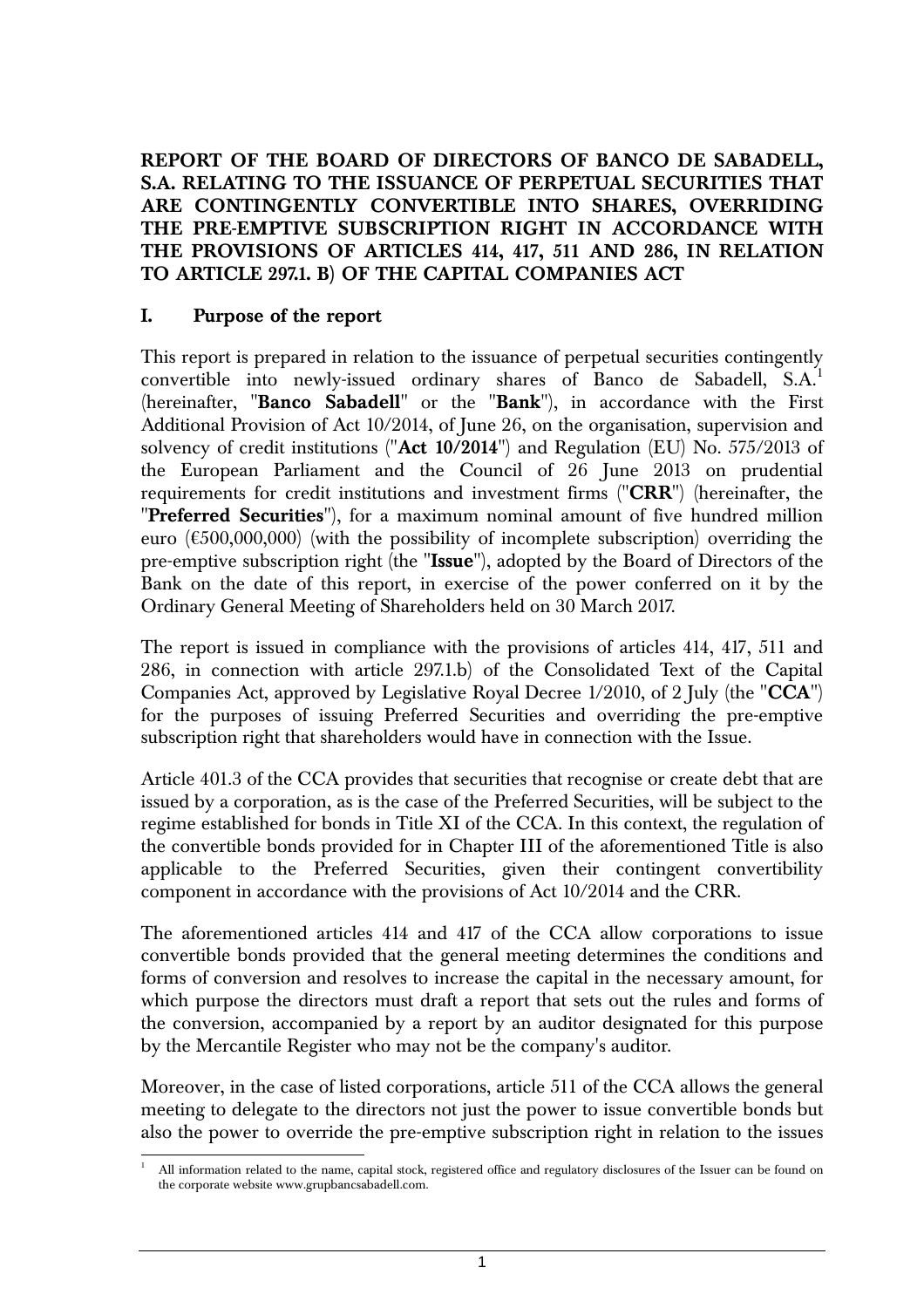# REPORT OF THE BOARD OF DIRECTORS OF BANCO DE SABADELL, S.A. RELATING TO THE ISSUANCE OF PERPETUAL SECURITIES THAT ARE CONTINGENTLY CONVERTIBLE INTO SHARES, OVERRIDING THE PRE-EMPTIVE SUBSCRIPTION RIGHT IN ACCORDANCE WITH THE PROVISIONS OF ARTICLES 414, 417, 511 AND 286, IN RELATION TO ARTICLE 297.1. B) OF THE CAPITAL COMPANIES ACT

## I. Purpose of the report

This report is prepared in relation to the issuance of perpetual securities contingently convertible into newly-issued ordinary shares of Banco de Sabadell, S.A.[1] (hereinafter, "**Banco Sabadell**" or the "**Bank**"), in accordance with the First Additional Provision of Act 10/2014, of June 26, on the organisation, supervision and solvency of credit institutions ("**Act 10/2014**") and Regulation (EU) No. 575/2013 of the European Parliament and the Council of 26 June 2013 on prudential requirements for credit institutions and investment firms ("**CRR**") (hereinafter, the "**Preferred Securities**"), for a maximum nominal amount of five hundred million euro (€500,000,000) (with the possibility of incomplete subscription) overriding the pre-emptive subscription right (the "**Issue**"), adopted by the Board of Directors of the Bank on the date of this report, in exercise of the power conferred on it by the Ordinary General Meeting of Shareholders held on 30 March 2017.

The report is issued in compliance with the provisions of articles 414, 417, 511 and 286, in connection with article 297.1.b) of the Consolidated Text of the Capital Companies Act, approved by Legislative Royal Decree 1/2010, of 2 July (the "**CCA**") for the purposes of issuing Preferred Securities and overriding the pre-emptive subscription right that shareholders would have in connection with the Issue.

Article 401.3 of the CCA provides that securities that recognise or create debt that are issued by a corporation, as is the case of the Preferred Securities, will be subject to the regime established for bonds in Title XI of the CCA. In this context, the regulation of the convertible bonds provided for in Chapter III of the aforementioned Title is also applicable to the Preferred Securities, given their contingent convertibility component in accordance with the provisions of Act 10/2014 and the CRR.

The aforementioned articles 414 and 417 of the CCA allow corporations to issue convertible bonds provided that the general meeting determines the conditions and forms of conversion and resolves to increase the capital in the necessary amount, for which purpose the directors must draft a report that sets out the rules and forms of the conversion, accompanied by a report by an auditor designated for this purpose by the Mercantile Register who may not be the company's auditor.

Moreover, in the case of listed corporations, article 511 of the CCA allows the general meeting to delegate to the directors not just the power to issue convertible bonds but also the power to override the pre-emptive subscription right in relation to the issues

[1] All information related to the name, capital stock, registered office and regulatory disclosures of the Issuer can be found on the corporate website www.grupbancsabadell.com.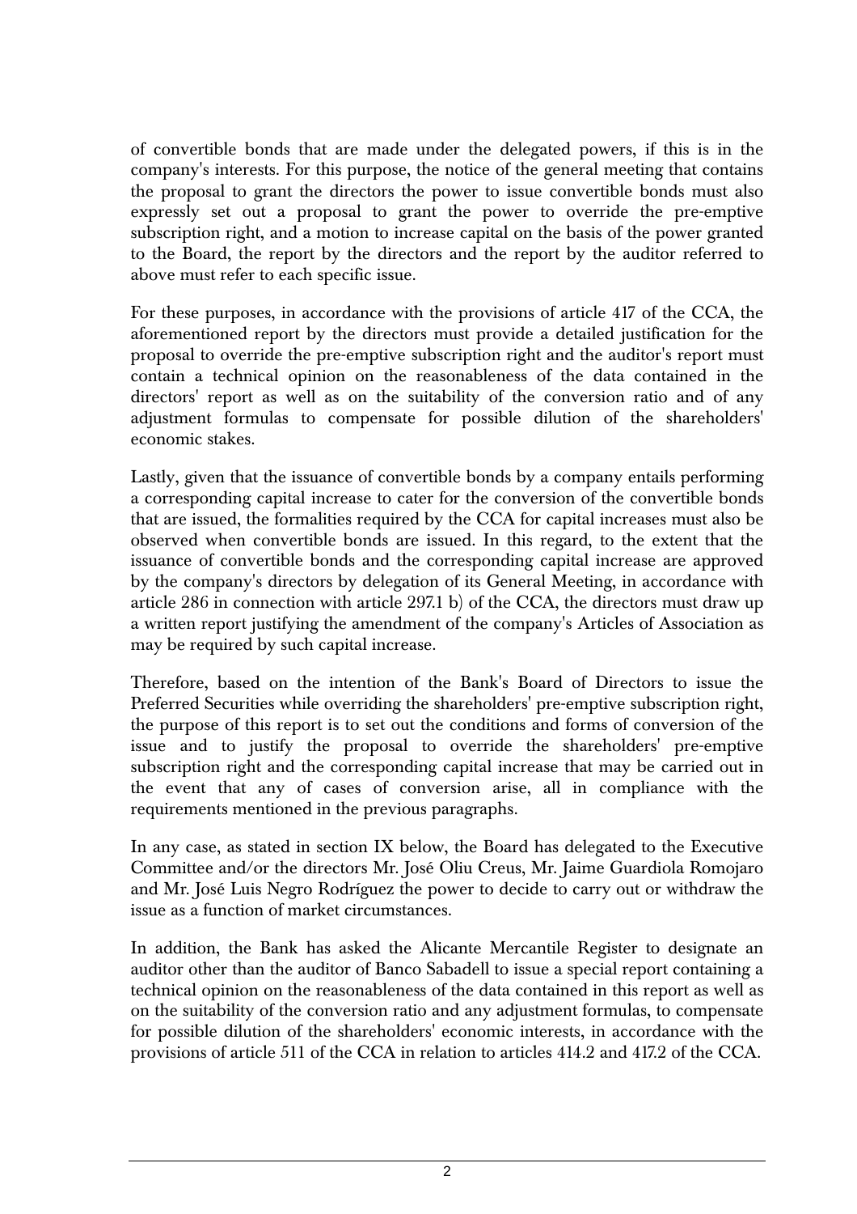of convertible bonds that are made under the delegated powers, if this is in the company's interests. For this purpose, the notice of the general meeting that contains the proposal to grant the directors the power to issue convertible bonds must also expressly set out a proposal to grant the power to override the pre-emptive subscription right, and a motion to increase capital on the basis of the power granted to the Board, the report by the directors and the report by the auditor referred to above must refer to each specific issue.

For these purposes, in accordance with the provisions of article 417 of the CCA, the aforementioned report by the directors must provide a detailed justification for the proposal to override the pre-emptive subscription right and the auditor's report must contain a technical opinion on the reasonableness of the data contained in the directors' report as well as on the suitability of the conversion ratio and of any adjustment formulas to compensate for possible dilution of the shareholders' economic stakes.

Lastly, given that the issuance of convertible bonds by a company entails performing a corresponding capital increase to cater for the conversion of the convertible bonds that are issued, the formalities required by the CCA for capital increases must also be observed when convertible bonds are issued. In this regard, to the extent that the issuance of convertible bonds and the corresponding capital increase are approved by the company's directors by delegation of its General Meeting, in accordance with article 286 in connection with article 297.1 b) of the CCA, the directors must draw up a written report justifying the amendment of the company's Articles of Association as may be required by such capital increase.

Therefore, based on the intention of the Bank's Board of Directors to issue the Preferred Securities while overriding the shareholders' pre-emptive subscription right, the purpose of this report is to set out the conditions and forms of conversion of the issue and to justify the proposal to override the shareholders' pre-emptive subscription right and the corresponding capital increase that may be carried out in the event that any of cases of conversion arise, all in compliance with the requirements mentioned in the previous paragraphs.

In any case, as stated in section IX below, the Board has delegated to the Executive Committee and/or the directors Mr. José Oliu Creus, Mr. Jaime Guardiola Romojaro and Mr. José Luis Negro Rodríguez the power to decide to carry out or withdraw the issue as a function of market circumstances.

In addition, the Bank has asked the Alicante Mercantile Register to designate an auditor other than the auditor of Banco Sabadell to issue a special report containing a technical opinion on the reasonableness of the data contained in this report as well as on the suitability of the conversion ratio and any adjustment formulas, to compensate for possible dilution of the shareholders' economic interests, in accordance with the provisions of article 511 of the CCA in relation to articles 414.2 and 417.2 of the CCA.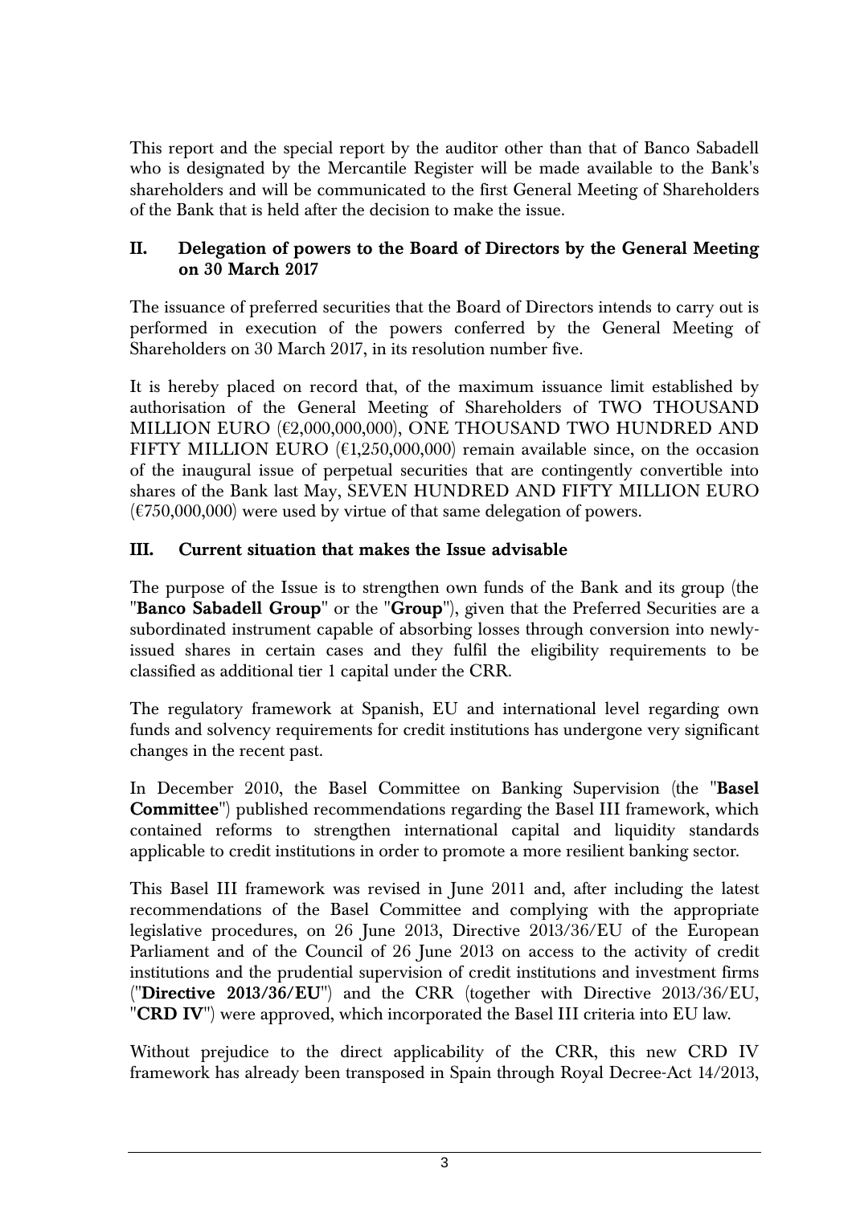This report and the special report by the auditor other than that of Banco Sabadell who is designated by the Mercantile Register will be made available to the Bank's shareholders and will be communicated to the first General Meeting of Shareholders of the Bank that is held after the decision to make the issue.

## II. Delegation of powers to the Board of Directors by the General Meeting on 30 March 2017

The issuance of preferred securities that the Board of Directors intends to carry out is performed in execution of the powers conferred by the General Meeting of Shareholders on 30 March 2017, in its resolution number five.

It is hereby placed on record that, of the maximum issuance limit established by authorisation of the General Meeting of Shareholders of TWO THOUSAND MILLION EURO (€2,000,000,000), ONE THOUSAND TWO HUNDRED AND FIFTY MILLION EURO (€1,250,000,000) remain available since, on the occasion of the inaugural issue of perpetual securities that are contingently convertible into shares of the Bank last May, SEVEN HUNDRED AND FIFTY MILLION EURO (€750,000,000) were used by virtue of that same delegation of powers.

## III. Current situation that makes the Issue advisable

The purpose of the Issue is to strengthen own funds of the Bank and its group (the "**Banco Sabadell Group**" or the "**Group**"), given that the Preferred Securities are a subordinated instrument capable of absorbing losses through conversion into newly-issued shares in certain cases and they fulfil the eligibility requirements to be classified as additional tier 1 capital under the CRR.

The regulatory framework at Spanish, EU and international level regarding own funds and solvency requirements for credit institutions has undergone very significant changes in the recent past.

In December 2010, the Basel Committee on Banking Supervision (the "**Basel Committee**") published recommendations regarding the Basel III framework, which contained reforms to strengthen international capital and liquidity standards applicable to credit institutions in order to promote a more resilient banking sector.

This Basel III framework was revised in June 2011 and, after including the latest recommendations of the Basel Committee and complying with the appropriate legislative procedures, on 26 June 2013, Directive 2013/36/EU of the European Parliament and of the Council of 26 June 2013 on access to the activity of credit institutions and the prudential supervision of credit institutions and investment firms ("**Directive 2013/36/EU**") and the CRR (together with Directive 2013/36/EU, "**CRD IV**") were approved, which incorporated the Basel III criteria into EU law.

Without prejudice to the direct applicability of the CRR, this new CRD IV framework has already been transposed in Spain through Royal Decree-Act 14/2013,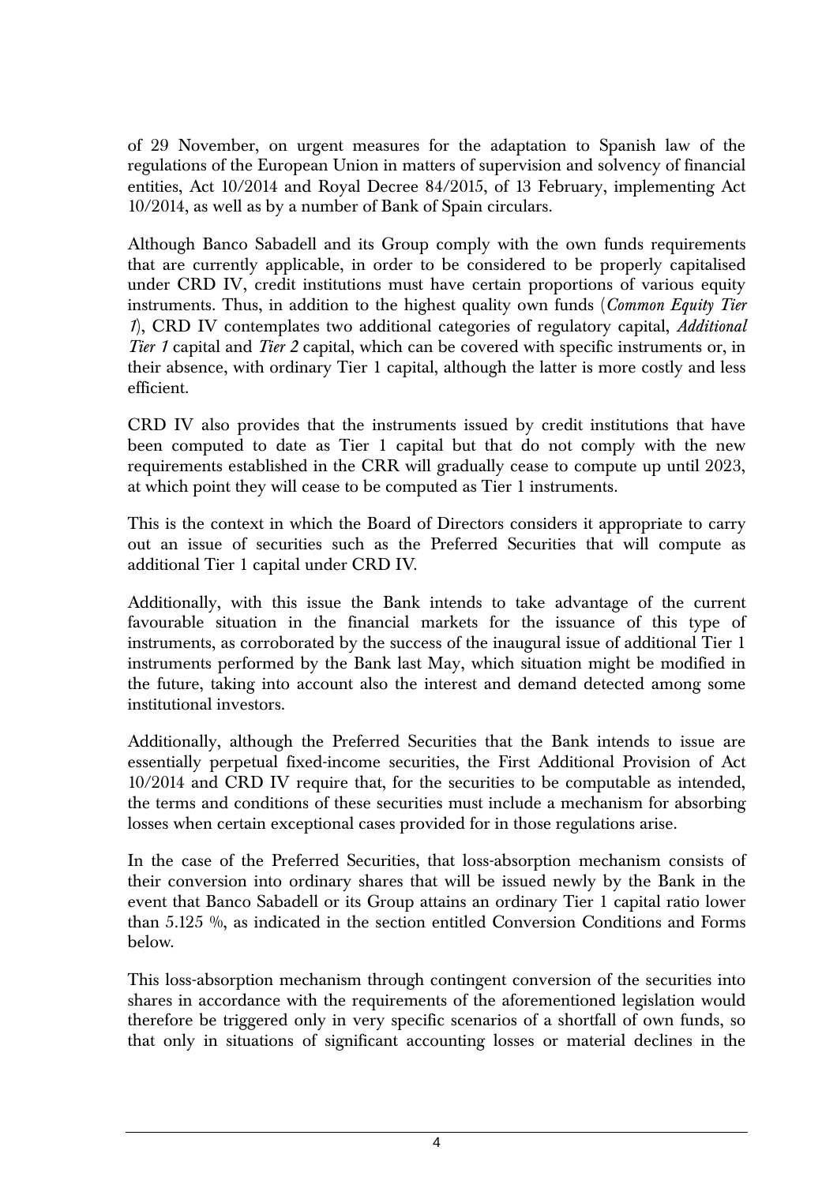of 29 November, on urgent measures for the adaptation to Spanish law of the regulations of the European Union in matters of supervision and solvency of financial entities, Act 10/2014 and Royal Decree 84/2015, of 13 February, implementing Act 10/2014, as well as by a number of Bank of Spain circulars.

Although Banco Sabadell and its Group comply with the own funds requirements that are currently applicable, in order to be considered to be properly capitalised under CRD IV, credit institutions must have certain proportions of various equity instruments. Thus, in addition to the highest quality own funds (*Common Equity Tier 1*), CRD IV contemplates two additional categories of regulatory capital, *Additional Tier 1* capital and *Tier 2* capital, which can be covered with specific instruments or, in their absence, with ordinary Tier 1 capital, although the latter is more costly and less efficient.

CRD IV also provides that the instruments issued by credit institutions that have been computed to date as Tier 1 capital but that do not comply with the new requirements established in the CRR will gradually cease to compute up until 2023, at which point they will cease to be computed as Tier 1 instruments.

This is the context in which the Board of Directors considers it appropriate to carry out an issue of securities such as the Preferred Securities that will compute as additional Tier 1 capital under CRD IV.

Additionally, with this issue the Bank intends to take advantage of the current favourable situation in the financial markets for the issuance of this type of instruments, as corroborated by the success of the inaugural issue of additional Tier 1 instruments performed by the Bank last May, which situation might be modified in the future, taking into account also the interest and demand detected among some institutional investors.

Additionally, although the Preferred Securities that the Bank intends to issue are essentially perpetual fixed-income securities, the First Additional Provision of Act 10/2014 and CRD IV require that, for the securities to be computable as intended, the terms and conditions of these securities must include a mechanism for absorbing losses when certain exceptional cases provided for in those regulations arise.

In the case of the Preferred Securities, that loss-absorption mechanism consists of their conversion into ordinary shares that will be issued newly by the Bank in the event that Banco Sabadell or its Group attains an ordinary Tier 1 capital ratio lower than 5.125 %, as indicated in the section entitled Conversion Conditions and Forms below.

This loss-absorption mechanism through contingent conversion of the securities into shares in accordance with the requirements of the aforementioned legislation would therefore be triggered only in very specific scenarios of a shortfall of own funds, so that only in situations of significant accounting losses or material declines in the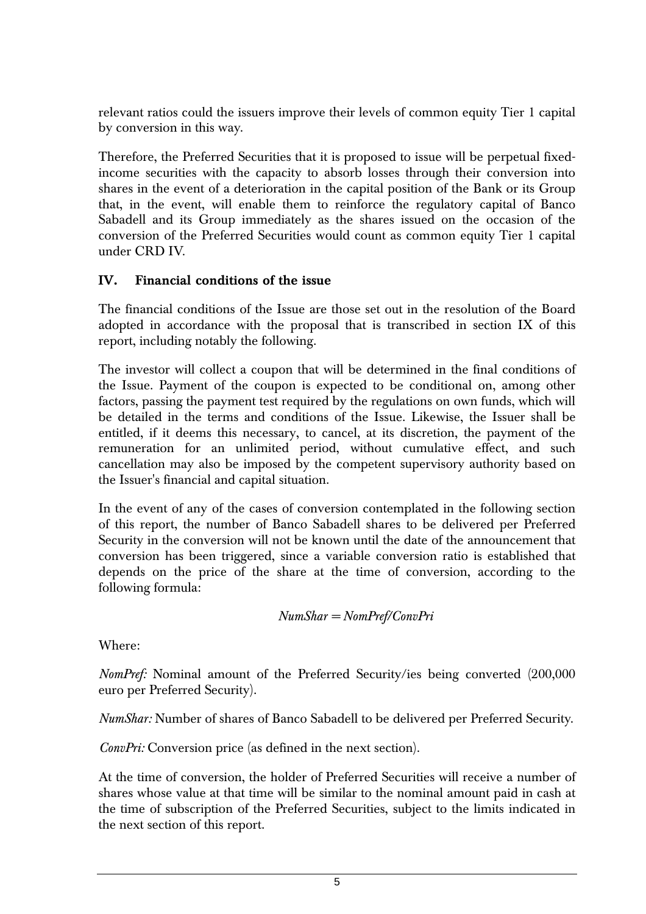relevant ratios could the issuers improve their levels of common equity Tier 1 capital by conversion in this way.

Therefore, the Preferred Securities that it is proposed to issue will be perpetual fixed-income securities with the capacity to absorb losses through their conversion into shares in the event of a deterioration in the capital position of the Bank or its Group that, in the event, will enable them to reinforce the regulatory capital of Banco Sabadell and its Group immediately as the shares issued on the occasion of the conversion of the Preferred Securities would count as common equity Tier 1 capital under CRD IV.

## IV. Financial conditions of the issue

The financial conditions of the Issue are those set out in the resolution of the Board adopted in accordance with the proposal that is transcribed in section IX of this report, including notably the following.

The investor will collect a coupon that will be determined in the final conditions of the Issue. Payment of the coupon is expected to be conditional on, among other factors, passing the payment test required by the regulations on own funds, which will be detailed in the terms and conditions of the Issue. Likewise, the Issuer shall be entitled, if it deems this necessary, to cancel, at its discretion, the payment of the remuneration for an unlimited period, without cumulative effect, and such cancellation may also be imposed by the competent supervisory authority based on the Issuer's financial and capital situation.

In the event of any of the cases of conversion contemplated in the following section of this report, the number of Banco Sabadell shares to be delivered per Preferred Security in the conversion will not be known until the date of the announcement that conversion has been triggered, since a variable conversion ratio is established that depends on the price of the share at the time of conversion, according to the following formula:

$$NumShar = NomPref/ConvPri$$

Where:

*NomPref:* Nominal amount of the Preferred Security/ies being converted (200,000 euro per Preferred Security).

*NumShar:* Number of shares of Banco Sabadell to be delivered per Preferred Security.

*ConvPri:* Conversion price (as defined in the next section).

At the time of conversion, the holder of Preferred Securities will receive a number of shares whose value at that time will be similar to the nominal amount paid in cash at the time of subscription of the Preferred Securities, subject to the limits indicated in the next section of this report.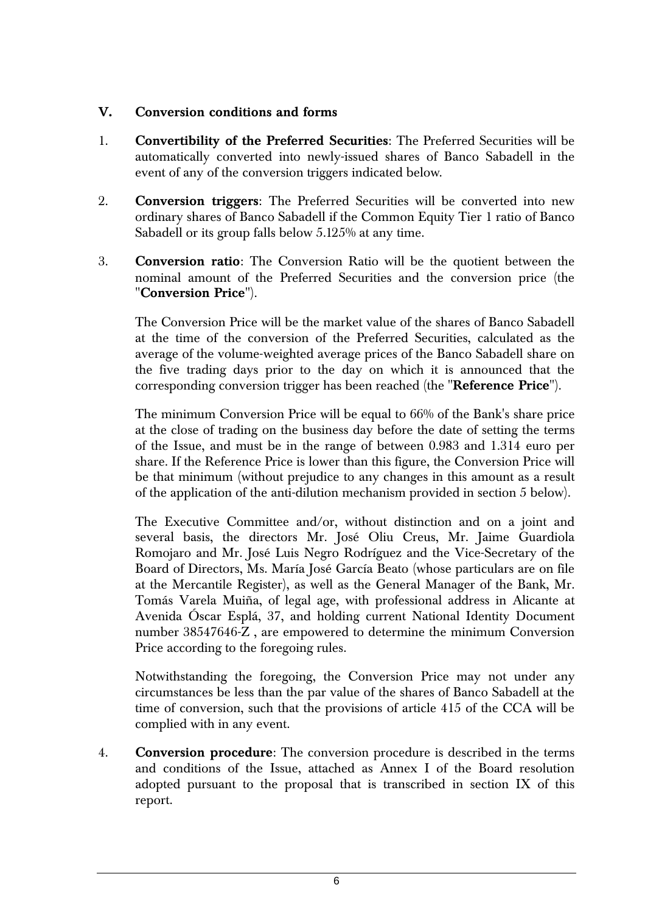## V. Conversion conditions and forms

1. **Convertibility of the Preferred Securities**: The Preferred Securities will be automatically converted into newly-issued shares of Banco Sabadell in the event of any of the conversion triggers indicated below.

2. **Conversion triggers**: The Preferred Securities will be converted into new ordinary shares of Banco Sabadell if the Common Equity Tier 1 ratio of Banco Sabadell or its group falls below 5.125% at any time.

3. **Conversion ratio**: The Conversion Ratio will be the quotient between the nominal amount of the Preferred Securities and the conversion price (the "**Conversion Price**").

   The Conversion Price will be the market value of the shares of Banco Sabadell at the time of the conversion of the Preferred Securities, calculated as the average of the volume-weighted average prices of the Banco Sabadell share on the five trading days prior to the day on which it is announced that the corresponding conversion trigger has been reached (the "**Reference Price**").

   The minimum Conversion Price will be equal to 66% of the Bank's share price at the close of trading on the business day before the date of setting the terms of the Issue, and must be in the range of between 0.983 and 1.314 euro per share. If the Reference Price is lower than this figure, the Conversion Price will be that minimum (without prejudice to any changes in this amount as a result of the application of the anti-dilution mechanism provided in section 5 below).

   The Executive Committee and/or, without distinction and on a joint and several basis, the directors Mr. José Oliu Creus, Mr. Jaime Guardiola Romojaro and Mr. José Luis Negro Rodríguez and the Vice-Secretary of the Board of Directors, Ms. María José García Beato (whose particulars are on file at the Mercantile Register), as well as the General Manager of the Bank, Mr. Tomás Varela Muiña, of legal age, with professional address in Alicante at Avenida Óscar Esplá, 37, and holding current National Identity Document number 38547646-Z , are empowered to determine the minimum Conversion Price according to the foregoing rules.

   Notwithstanding the foregoing, the Conversion Price may not under any circumstances be less than the par value of the shares of Banco Sabadell at the time of conversion, such that the provisions of article 415 of the CCA will be complied with in any event.

4. **Conversion procedure**: The conversion procedure is described in the terms and conditions of the Issue, attached as Annex I of the Board resolution adopted pursuant to the proposal that is transcribed in section IX of this report.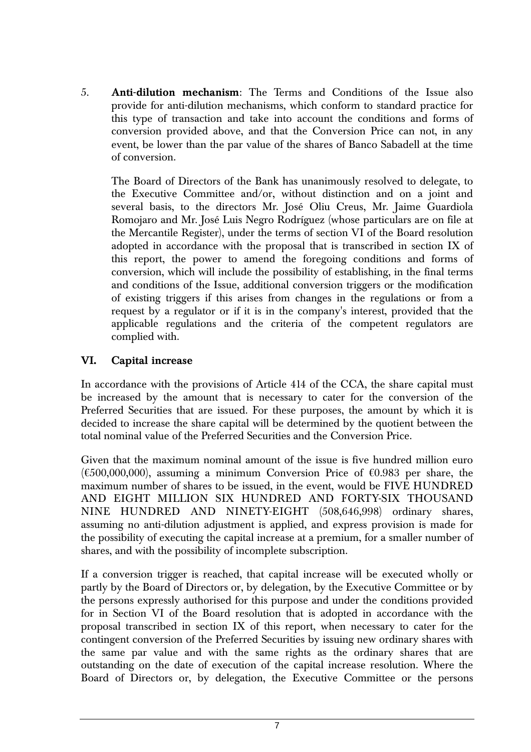5. **Anti-dilution mechanism**: The Terms and Conditions of the Issue also provide for anti-dilution mechanisms, which conform to standard practice for this type of transaction and take into account the conditions and forms of conversion provided above, and that the Conversion Price can not, in any event, be lower than the par value of the shares of Banco Sabadell at the time of conversion.

   The Board of Directors of the Bank has unanimously resolved to delegate, to the Executive Committee and/or, without distinction and on a joint and several basis, to the directors Mr. José Oliu Creus, Mr. Jaime Guardiola Romojaro and Mr. José Luis Negro Rodríguez (whose particulars are on file at the Mercantile Register), under the terms of section VI of the Board resolution adopted in accordance with the proposal that is transcribed in section IX of this report, the power to amend the foregoing conditions and forms of conversion, which will include the possibility of establishing, in the final terms and conditions of the Issue, additional conversion triggers or the modification of existing triggers if this arises from changes in the regulations or from a request by a regulator or if it is in the company's interest, provided that the applicable regulations and the criteria of the competent regulators are complied with.

## VI. Capital increase

In accordance with the provisions of Article 414 of the CCA, the share capital must be increased by the amount that is necessary to cater for the conversion of the Preferred Securities that are issued. For these purposes, the amount by which it is decided to increase the share capital will be determined by the quotient between the total nominal value of the Preferred Securities and the Conversion Price.

Given that the maximum nominal amount of the issue is five hundred million euro (€500,000,000), assuming a minimum Conversion Price of €0.983 per share, the maximum number of shares to be issued, in the event, would be FIVE HUNDRED AND EIGHT MILLION SIX HUNDRED AND FORTY-SIX THOUSAND NINE HUNDRED AND NINETY-EIGHT (508,646,998) ordinary shares, assuming no anti-dilution adjustment is applied, and express provision is made for the possibility of executing the capital increase at a premium, for a smaller number of shares, and with the possibility of incomplete subscription.

If a conversion trigger is reached, that capital increase will be executed wholly or partly by the Board of Directors or, by delegation, by the Executive Committee or by the persons expressly authorised for this purpose and under the conditions provided for in Section VI of the Board resolution that is adopted in accordance with the proposal transcribed in section IX of this report, when necessary to cater for the contingent conversion of the Preferred Securities by issuing new ordinary shares with the same par value and with the same rights as the ordinary shares that are outstanding on the date of execution of the capital increase resolution. Where the Board of Directors or, by delegation, the Executive Committee or the persons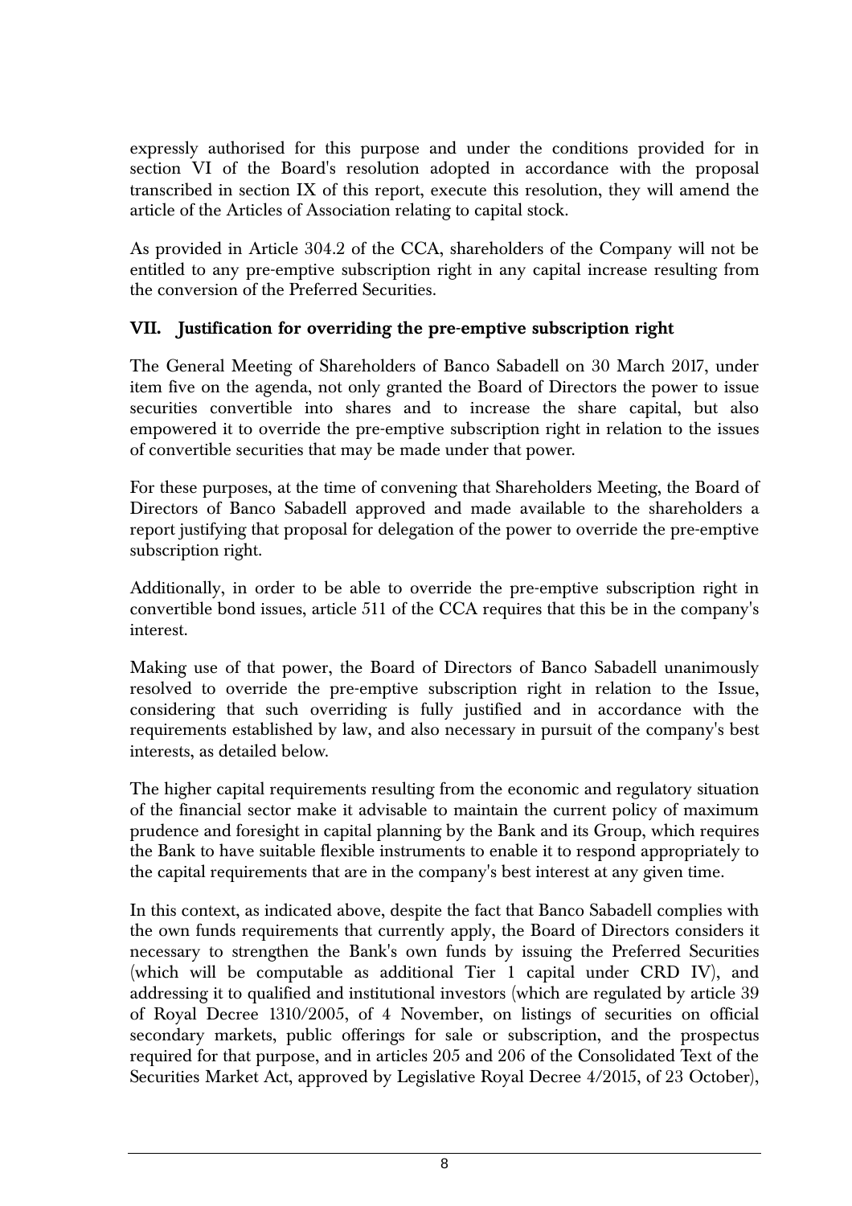expressly authorised for this purpose and under the conditions provided for in section VI of the Board's resolution adopted in accordance with the proposal transcribed in section IX of this report, execute this resolution, they will amend the article of the Articles of Association relating to capital stock.

As provided in Article 304.2 of the CCA, shareholders of the Company will not be entitled to any pre-emptive subscription right in any capital increase resulting from the conversion of the Preferred Securities.

## VII. Justification for overriding the pre-emptive subscription right

The General Meeting of Shareholders of Banco Sabadell on 30 March 2017, under item five on the agenda, not only granted the Board of Directors the power to issue securities convertible into shares and to increase the share capital, but also empowered it to override the pre-emptive subscription right in relation to the issues of convertible securities that may be made under that power.

For these purposes, at the time of convening that Shareholders Meeting, the Board of Directors of Banco Sabadell approved and made available to the shareholders a report justifying that proposal for delegation of the power to override the pre-emptive subscription right.

Additionally, in order to be able to override the pre-emptive subscription right in convertible bond issues, article 511 of the CCA requires that this be in the company's interest.

Making use of that power, the Board of Directors of Banco Sabadell unanimously resolved to override the pre-emptive subscription right in relation to the Issue, considering that such overriding is fully justified and in accordance with the requirements established by law, and also necessary in pursuit of the company's best interests, as detailed below.

The higher capital requirements resulting from the economic and regulatory situation of the financial sector make it advisable to maintain the current policy of maximum prudence and foresight in capital planning by the Bank and its Group, which requires the Bank to have suitable flexible instruments to enable it to respond appropriately to the capital requirements that are in the company's best interest at any given time.

In this context, as indicated above, despite the fact that Banco Sabadell complies with the own funds requirements that currently apply, the Board of Directors considers it necessary to strengthen the Bank's own funds by issuing the Preferred Securities (which will be computable as additional Tier 1 capital under CRD IV), and addressing it to qualified and institutional investors (which are regulated by article 39 of Royal Decree 1310/2005, of 4 November, on listings of securities on official secondary markets, public offerings for sale or subscription, and the prospectus required for that purpose, and in articles 205 and 206 of the Consolidated Text of the Securities Market Act, approved by Legislative Royal Decree 4/2015, of 23 October),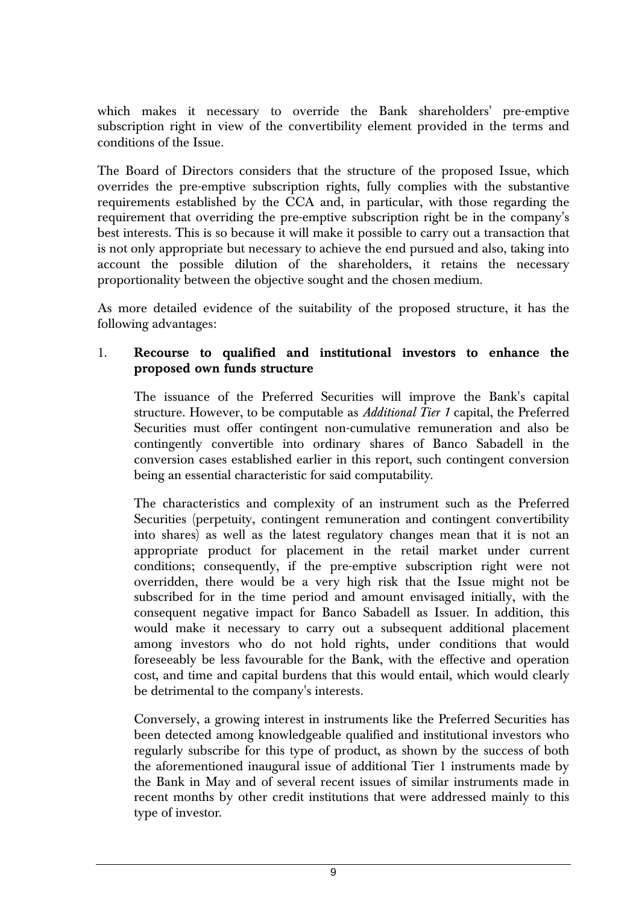which makes it necessary to override the Bank shareholders' pre-emptive subscription right in view of the convertibility element provided in the terms and conditions of the Issue.

The Board of Directors considers that the structure of the proposed Issue, which overrides the pre-emptive subscription rights, fully complies with the substantive requirements established by the CCA and, in particular, with those regarding the requirement that overriding the pre-emptive subscription right be in the company's best interests. This is so because it will make it possible to carry out a transaction that is not only appropriate but necessary to achieve the end pursued and also, taking into account the possible dilution of the shareholders, it retains the necessary proportionality between the objective sought and the chosen medium.

As more detailed evidence of the suitability of the proposed structure, it has the following advantages:

1. **Recourse to qualified and institutional investors to enhance the proposed own funds structure**

   The issuance of the Preferred Securities will improve the Bank's capital structure. However, to be computable as *Additional Tier 1* capital, the Preferred Securities must offer contingent non-cumulative remuneration and also be contingently convertible into ordinary shares of Banco Sabadell in the conversion cases established earlier in this report, such contingent conversion being an essential characteristic for said computability.

   The characteristics and complexity of an instrument such as the Preferred Securities (perpetuity, contingent remuneration and contingent convertibility into shares) as well as the latest regulatory changes mean that it is not an appropriate product for placement in the retail market under current conditions; consequently, if the pre-emptive subscription right were not overridden, there would be a very high risk that the Issue might not be subscribed for in the time period and amount envisaged initially, with the consequent negative impact for Banco Sabadell as Issuer. In addition, this would make it necessary to carry out a subsequent additional placement among investors who do not hold rights, under conditions that would foreseeably be less favourable for the Bank, with the effective and operation cost, and time and capital burdens that this would entail, which would clearly be detrimental to the company's interests.

   Conversely, a growing interest in instruments like the Preferred Securities has been detected among knowledgeable qualified and institutional investors who regularly subscribe for this type of product, as shown by the success of both the aforementioned inaugural issue of additional Tier 1 instruments made by the Bank in May and of several recent issues of similar instruments made in recent months by other credit institutions that were addressed mainly to this type of investor.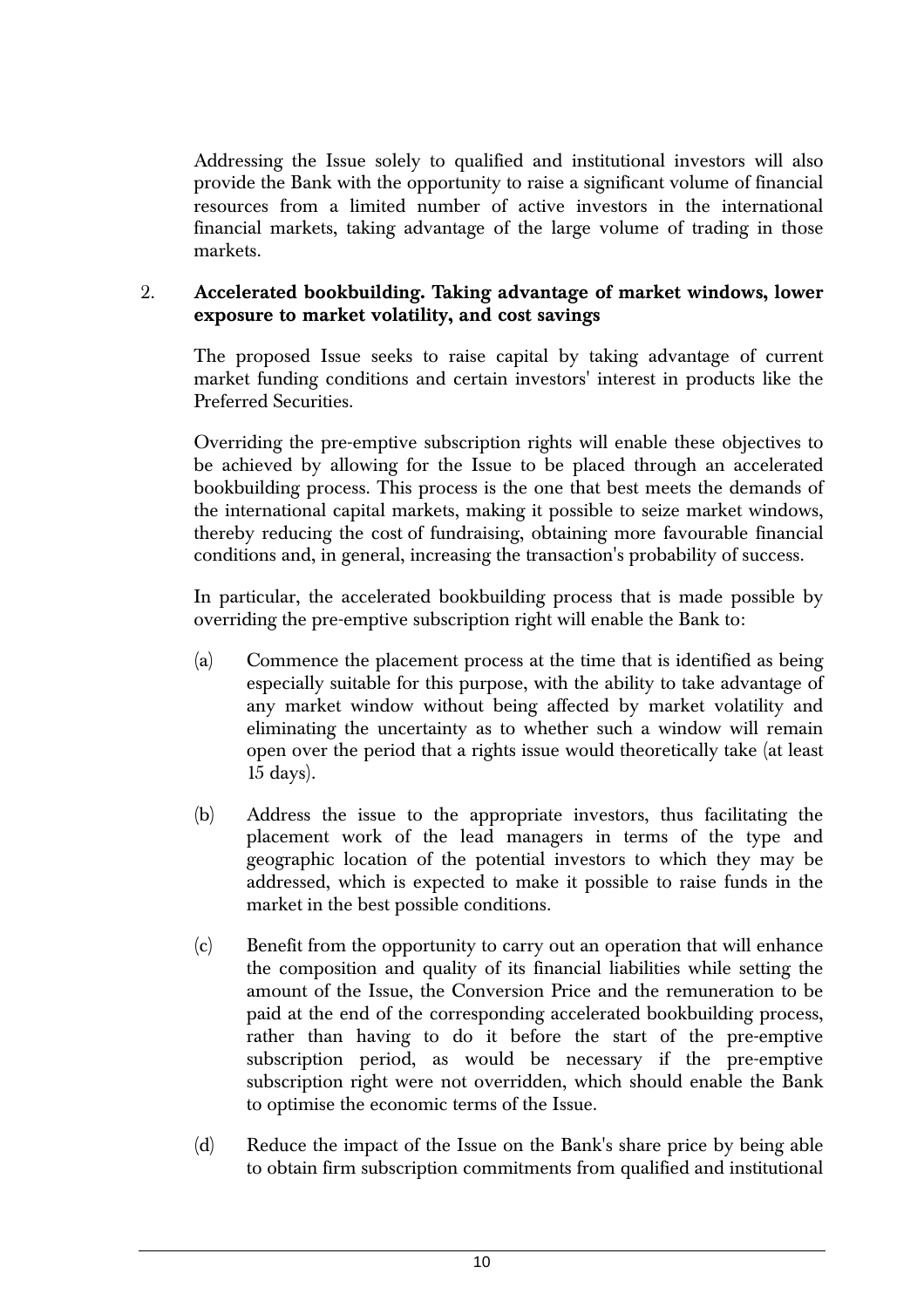Addressing the Issue solely to qualified and institutional investors will also provide the Bank with the opportunity to raise a significant volume of financial resources from a limited number of active investors in the international financial markets, taking advantage of the large volume of trading in those markets.

2. **Accelerated bookbuilding. Taking advantage of market windows, lower exposure to market volatility, and cost savings**

   The proposed Issue seeks to raise capital by taking advantage of current market funding conditions and certain investors' interest in products like the Preferred Securities.

   Overriding the pre-emptive subscription rights will enable these objectives to be achieved by allowing for the Issue to be placed through an accelerated bookbuilding process. This process is the one that best meets the demands of the international capital markets, making it possible to seize market windows, thereby reducing the cost of fundraising, obtaining more favourable financial conditions and, in general, increasing the transaction's probability of success.

   In particular, the accelerated bookbuilding process that is made possible by overriding the pre-emptive subscription right will enable the Bank to:

   (a) Commence the placement process at the time that is identified as being especially suitable for this purpose, with the ability to take advantage of any market window without being affected by market volatility and eliminating the uncertainty as to whether such a window will remain open over the period that a rights issue would theoretically take (at least 15 days).

   (b) Address the issue to the appropriate investors, thus facilitating the placement work of the lead managers in terms of the type and geographic location of the potential investors to which they may be addressed, which is expected to make it possible to raise funds in the market in the best possible conditions.

   (c) Benefit from the opportunity to carry out an operation that will enhance the composition and quality of its financial liabilities while setting the amount of the Issue, the Conversion Price and the remuneration to be paid at the end of the corresponding accelerated bookbuilding process, rather than having to do it before the start of the pre-emptive subscription period, as would be necessary if the pre-emptive subscription right were not overridden, which should enable the Bank to optimise the economic terms of the Issue.

   (d) Reduce the impact of the Issue on the Bank's share price by being able to obtain firm subscription commitments from qualified and institutional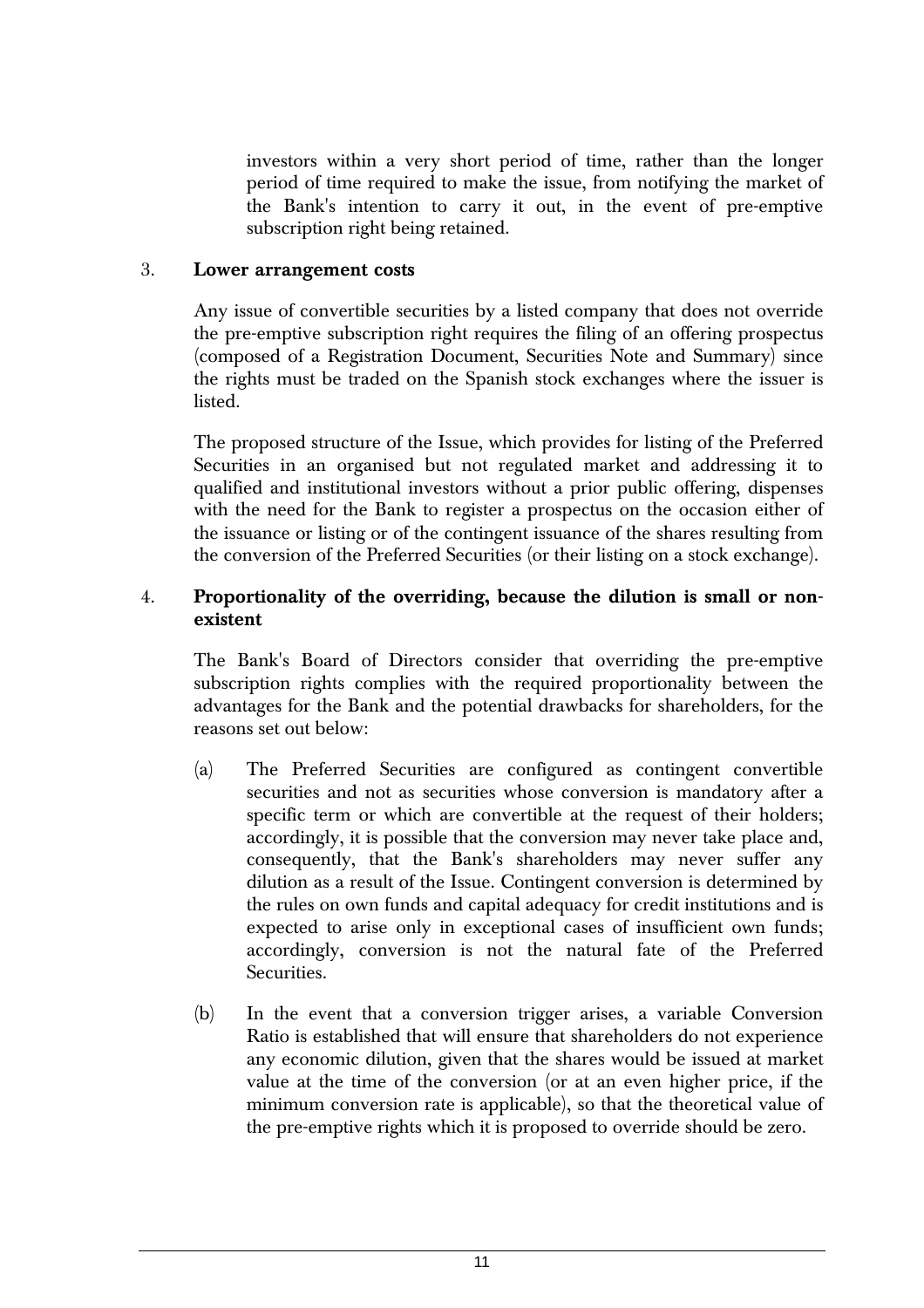investors within a very short period of time, rather than the longer period of time required to make the issue, from notifying the market of the Bank's intention to carry it out, in the event of pre-emptive subscription right being retained.

3. **Lower arrangement costs**

   Any issue of convertible securities by a listed company that does not override the pre-emptive subscription right requires the filing of an offering prospectus (composed of a Registration Document, Securities Note and Summary) since the rights must be traded on the Spanish stock exchanges where the issuer is listed.

   The proposed structure of the Issue, which provides for listing of the Preferred Securities in an organised but not regulated market and addressing it to qualified and institutional investors without a prior public offering, dispenses with the need for the Bank to register a prospectus on the occasion either of the issuance or listing or of the contingent issuance of the shares resulting from the conversion of the Preferred Securities (or their listing on a stock exchange).

4. **Proportionality of the overriding, because the dilution is small or non-existent**

   The Bank's Board of Directors consider that overriding the pre-emptive subscription rights complies with the required proportionality between the advantages for the Bank and the potential drawbacks for shareholders, for the reasons set out below:

   (a) The Preferred Securities are configured as contingent convertible securities and not as securities whose conversion is mandatory after a specific term or which are convertible at the request of their holders; accordingly, it is possible that the conversion may never take place and, consequently, that the Bank's shareholders may never suffer any dilution as a result of the Issue. Contingent conversion is determined by the rules on own funds and capital adequacy for credit institutions and is expected to arise only in exceptional cases of insufficient own funds; accordingly, conversion is not the natural fate of the Preferred Securities.

   (b) In the event that a conversion trigger arises, a variable Conversion Ratio is established that will ensure that shareholders do not experience any economic dilution, given that the shares would be issued at market value at the time of the conversion (or at an even higher price, if the minimum conversion rate is applicable), so that the theoretical value of the pre-emptive rights which it is proposed to override should be zero.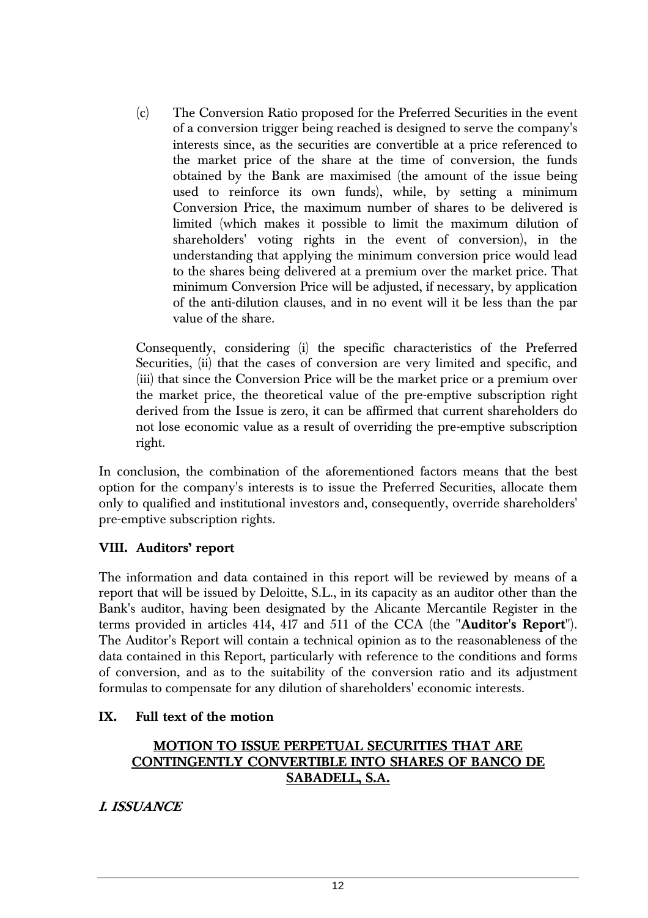(c) The Conversion Ratio proposed for the Preferred Securities in the event of a conversion trigger being reached is designed to serve the company's interests since, as the securities are convertible at a price referenced to the market price of the share at the time of conversion, the funds obtained by the Bank are maximised (the amount of the issue being used to reinforce its own funds), while, by setting a minimum Conversion Price, the maximum number of shares to be delivered is limited (which makes it possible to limit the maximum dilution of shareholders' voting rights in the event of conversion), in the understanding that applying the minimum conversion price would lead to the shares being delivered at a premium over the market price. That minimum Conversion Price will be adjusted, if necessary, by application of the anti-dilution clauses, and in no event will it be less than the par value of the share.

Consequently, considering (i) the specific characteristics of the Preferred Securities, (ii) that the cases of conversion are very limited and specific, and (iii) that since the Conversion Price will be the market price or a premium over the market price, the theoretical value of the pre-emptive subscription right derived from the Issue is zero, it can be affirmed that current shareholders do not lose economic value as a result of overriding the pre-emptive subscription right.

In conclusion, the combination of the aforementioned factors means that the best option for the company's interests is to issue the Preferred Securities, allocate them only to qualified and institutional investors and, consequently, override shareholders' pre-emptive subscription rights.

## VIII. Auditors' report

The information and data contained in this report will be reviewed by means of a report that will be issued by Deloitte, S.L., in its capacity as an auditor other than the Bank's auditor, having been designated by the Alicante Mercantile Register in the terms provided in articles 414, 417 and 511 of the CCA (the "**Auditor's Report**"). The Auditor's Report will contain a technical opinion as to the reasonableness of the data contained in this Report, particularly with reference to the conditions and forms of conversion, and as to the suitability of the conversion ratio and its adjustment formulas to compensate for any dilution of shareholders' economic interests.

## IX. Full text of the motion

**MOTION TO ISSUE PERPETUAL SECURITIES THAT ARE CONTINGENTLY CONVERTIBLE INTO SHARES OF BANCO DE SABADELL, S.A.**

***I. ISSUANCE***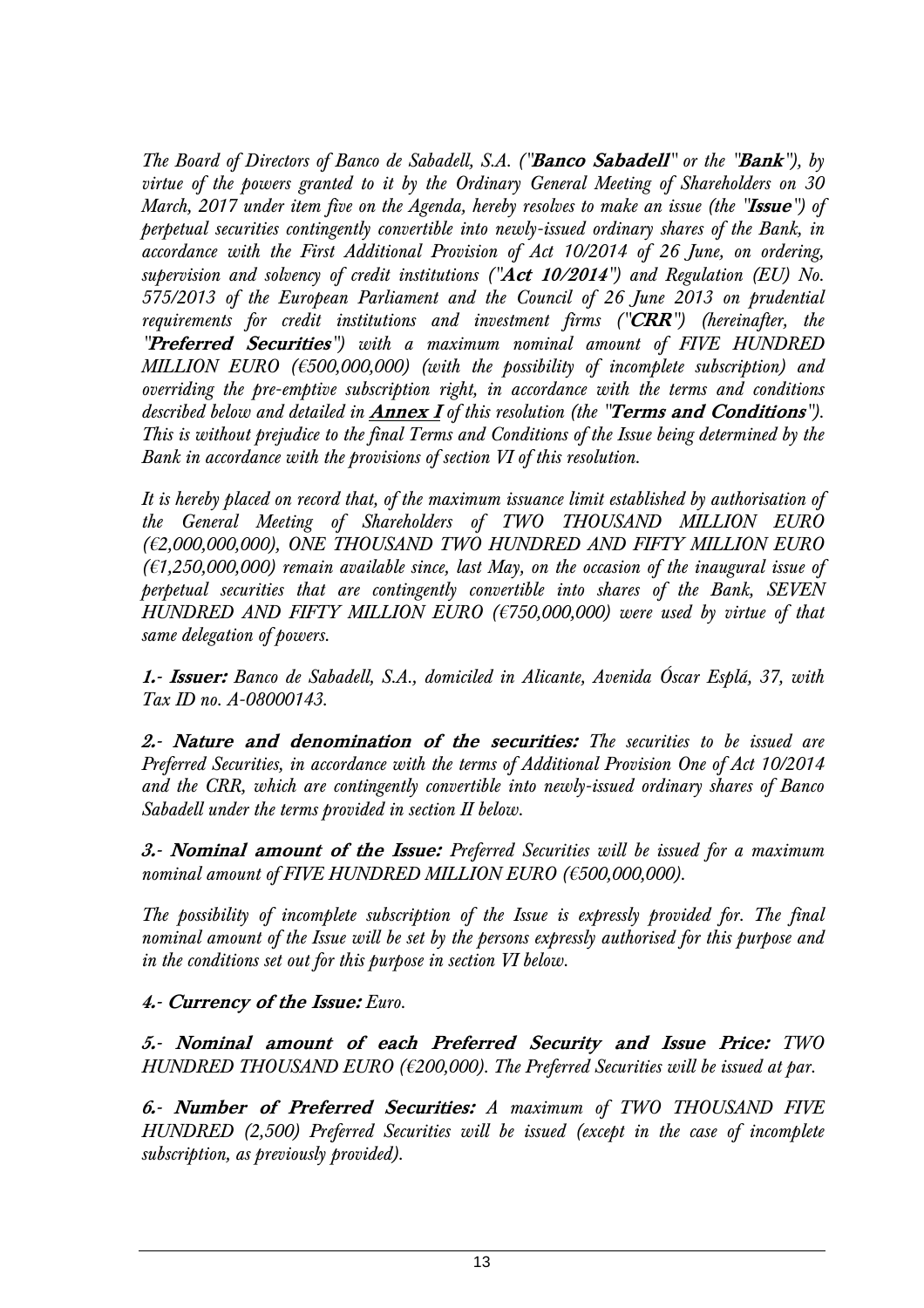*The Board of Directors of Banco de Sabadell, S.A. ("**Banco Sabadell**" or the "**Bank**"), by virtue of the powers granted to it by the Ordinary General Meeting of Shareholders on 30 March, 2017 under item five on the Agenda, hereby resolves to make an issue (the "**Issue**") of perpetual securities contingently convertible into newly-issued ordinary shares of the Bank, in accordance with the First Additional Provision of Act 10/2014 of 26 June, on ordering, supervision and solvency of credit institutions ("**Act 10/2014**") and Regulation (EU) No. 575/2013 of the European Parliament and the Council of 26 June 2013 on prudential requirements for credit institutions and investment firms ("**CRR**") (hereinafter, the "**Preferred Securities**") with a maximum nominal amount of FIVE HUNDRED MILLION EURO (€500,000,000) (with the possibility of incomplete subscription) and overriding the pre-emptive subscription right, in accordance with the terms and conditions described below and detailed in **Annex I** of this resolution (the "**Terms and Conditions**"). This is without prejudice to the final Terms and Conditions of the Issue being determined by the Bank in accordance with the provisions of section VI of this resolution.*

*It is hereby placed on record that, of the maximum issuance limit established by authorisation of the General Meeting of Shareholders of TWO THOUSAND MILLION EURO (€2,000,000,000), ONE THOUSAND TWO HUNDRED AND FIFTY MILLION EURO (€1,250,000,000) remain available since, last May, on the occasion of the inaugural issue of perpetual securities that are contingently convertible into shares of the Bank, SEVEN HUNDRED AND FIFTY MILLION EURO (€750,000,000) were used by virtue of that same delegation of powers.*

***1.- Issuer:** Banco de Sabadell, S.A., domiciled in Alicante, Avenida Óscar Esplá, 37, with Tax ID no. A-08000143.*

***2.- Nature and denomination of the securities:** The securities to be issued are Preferred Securities, in accordance with the terms of Additional Provision One of Act 10/2014 and the CRR, which are contingently convertible into newly-issued ordinary shares of Banco Sabadell under the terms provided in section II below.*

***3.- Nominal amount of the Issue:** Preferred Securities will be issued for a maximum nominal amount of FIVE HUNDRED MILLION EURO (€500,000,000).*

*The possibility of incomplete subscription of the Issue is expressly provided for. The final nominal amount of the Issue will be set by the persons expressly authorised for this purpose and in the conditions set out for this purpose in section VI below.*

***4.- Currency of the Issue:** Euro.*

***5.- Nominal amount of each Preferred Security and Issue Price:** TWO HUNDRED THOUSAND EURO (€200,000). The Preferred Securities will be issued at par.*

***6.- Number of Preferred Securities:** A maximum of TWO THOUSAND FIVE HUNDRED (2,500) Preferred Securities will be issued (except in the case of incomplete subscription, as previously provided).*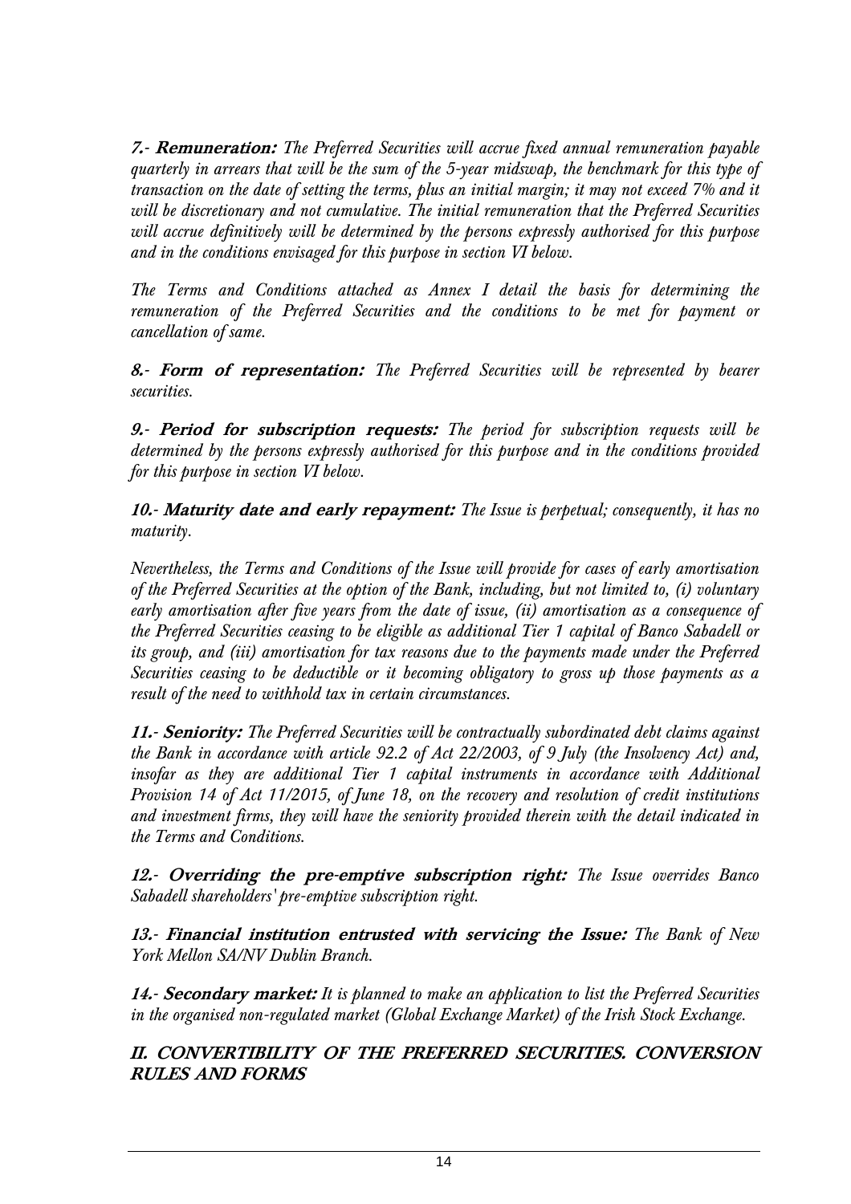***7.- Remuneration:*** *The Preferred Securities will accrue fixed annual remuneration payable quarterly in arrears that will be the sum of the 5-year midswap, the benchmark for this type of transaction on the date of setting the terms, plus an initial margin; it may not exceed 7% and it will be discretionary and not cumulative. The initial remuneration that the Preferred Securities will accrue definitively will be determined by the persons expressly authorised for this purpose and in the conditions envisaged for this purpose in section VI below.*

*The Terms and Conditions attached as Annex I detail the basis for determining the remuneration of the Preferred Securities and the conditions to be met for payment or cancellation of same.*

***8.- Form of representation:*** *The Preferred Securities will be represented by bearer securities.*

***9.- Period for subscription requests:*** *The period for subscription requests will be determined by the persons expressly authorised for this purpose and in the conditions provided for this purpose in section VI below.*

***10.- Maturity date and early repayment:*** *The Issue is perpetual; consequently, it has no maturity.*

*Nevertheless, the Terms and Conditions of the Issue will provide for cases of early amortisation of the Preferred Securities at the option of the Bank, including, but not limited to, (i) voluntary early amortisation after five years from the date of issue, (ii) amortisation as a consequence of the Preferred Securities ceasing to be eligible as additional Tier 1 capital of Banco Sabadell or its group, and (iii) amortisation for tax reasons due to the payments made under the Preferred Securities ceasing to be deductible or it becoming obligatory to gross up those payments as a result of the need to withhold tax in certain circumstances.*

***11.- Seniority:*** *The Preferred Securities will be contractually subordinated debt claims against the Bank in accordance with article 92.2 of Act 22/2003, of 9 July (the Insolvency Act) and, insofar as they are additional Tier 1 capital instruments in accordance with Additional Provision 14 of Act 11/2015, of June 18, on the recovery and resolution of credit institutions and investment firms, they will have the seniority provided therein with the detail indicated in the Terms and Conditions.*

***12.- Overriding the pre-emptive subscription right:*** *The Issue overrides Banco Sabadell shareholders' pre-emptive subscription right.*

***13.- Financial institution entrusted with servicing the Issue:*** *The Bank of New York Mellon SA/NV Dublin Branch.*

***14.- Secondary market:*** *It is planned to make an application to list the Preferred Securities in the organised non-regulated market (Global Exchange Market) of the Irish Stock Exchange.*

## *II. CONVERTIBILITY OF THE PREFERRED SECURITIES. CONVERSION RULES AND FORMS*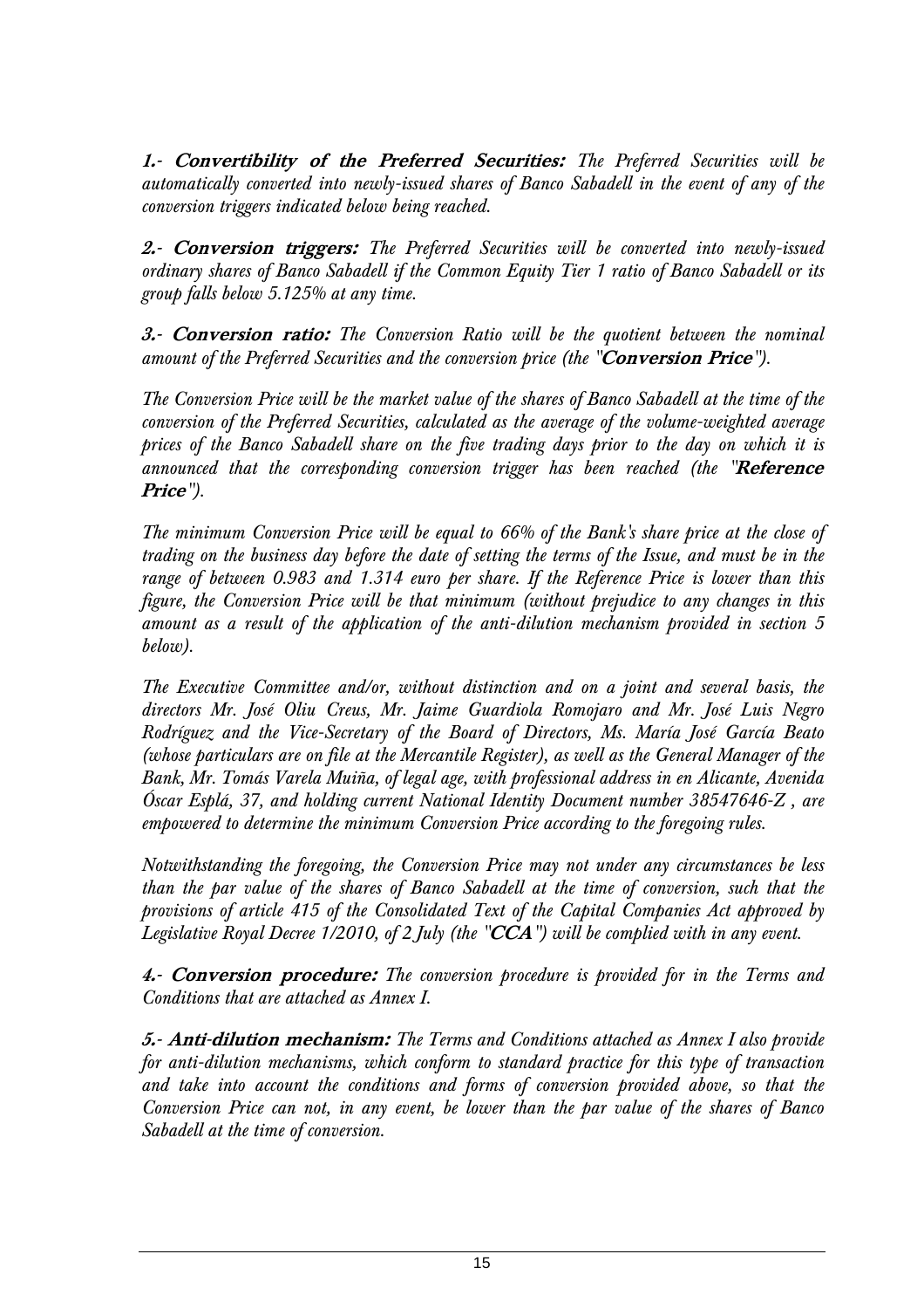*__1.- Convertibility of the Preferred Securities:__ The Preferred Securities will be automatically converted into newly-issued shares of Banco Sabadell in the event of any of the conversion triggers indicated below being reached.*

*__2.- Conversion triggers:__ The Preferred Securities will be converted into newly-issued ordinary shares of Banco Sabadell if the Common Equity Tier 1 ratio of Banco Sabadell or its group falls below 5.125% at any time.*

*__3.- Conversion ratio:__ The Conversion Ratio will be the quotient between the nominal amount of the Preferred Securities and the conversion price (the "__Conversion Price__").*

*The Conversion Price will be the market value of the shares of Banco Sabadell at the time of the conversion of the Preferred Securities, calculated as the average of the volume-weighted average prices of the Banco Sabadell share on the five trading days prior to the day on which it is announced that the corresponding conversion trigger has been reached (the "__Reference Price__").*

*The minimum Conversion Price will be equal to 66% of the Bank's share price at the close of trading on the business day before the date of setting the terms of the Issue, and must be in the range of between 0.983 and 1.314 euro per share. If the Reference Price is lower than this figure, the Conversion Price will be that minimum (without prejudice to any changes in this amount as a result of the application of the anti-dilution mechanism provided in section 5 below).*

*The Executive Committee and/or, without distinction and on a joint and several basis, the directors Mr. José Oliu Creus, Mr. Jaime Guardiola Romojaro and Mr. José Luis Negro Rodríguez and the Vice-Secretary of the Board of Directors, Ms. María José García Beato (whose particulars are on file at the Mercantile Register), as well as the General Manager of the Bank, Mr. Tomás Varela Muiña, of legal age, with professional address in en Alicante, Avenida Óscar Esplá, 37, and holding current National Identity Document number 38547646-Z , are empowered to determine the minimum Conversion Price according to the foregoing rules.*

*Notwithstanding the foregoing, the Conversion Price may not under any circumstances be less than the par value of the shares of Banco Sabadell at the time of conversion, such that the provisions of article 415 of the Consolidated Text of the Capital Companies Act approved by Legislative Royal Decree 1/2010, of 2 July (the "__CCA__") will be complied with in any event.*

*__4.- Conversion procedure:__ The conversion procedure is provided for in the Terms and Conditions that are attached as Annex I.*

*__5.- Anti-dilution mechanism:__ The Terms and Conditions attached as Annex I also provide for anti-dilution mechanisms, which conform to standard practice for this type of transaction and take into account the conditions and forms of conversion provided above, so that the Conversion Price can not, in any event, be lower than the par value of the shares of Banco Sabadell at the time of conversion.*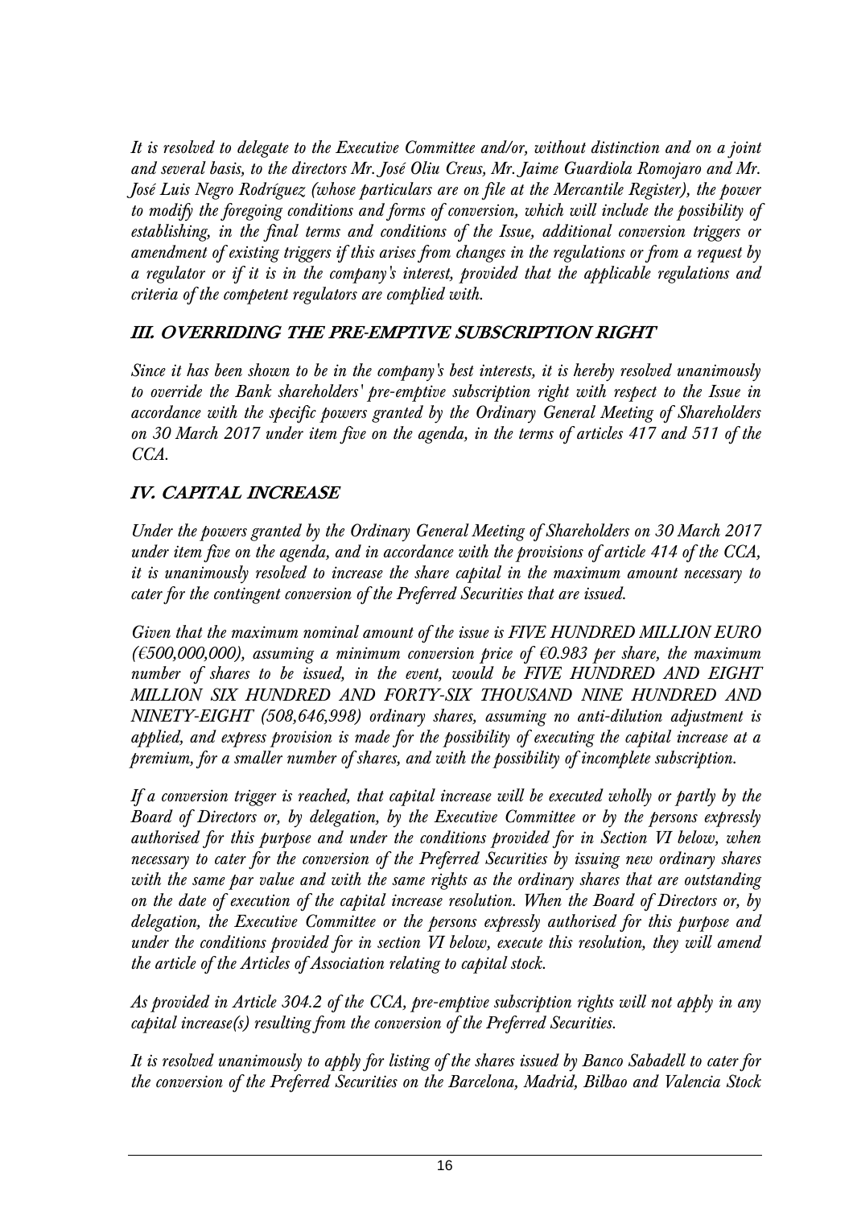*It is resolved to delegate to the Executive Committee and/or, without distinction and on a joint and several basis, to the directors Mr. José Oliu Creus, Mr. Jaime Guardiola Romojaro and Mr. José Luis Negro Rodríguez (whose particulars are on file at the Mercantile Register), the power to modify the foregoing conditions and forms of conversion, which will include the possibility of establishing, in the final terms and conditions of the Issue, additional conversion triggers or amendment of existing triggers if this arises from changes in the regulations or from a request by a regulator or if it is in the company's interest, provided that the applicable regulations and criteria of the competent regulators are complied with.*

### *III. OVERRIDING THE PRE-EMPTIVE SUBSCRIPTION RIGHT*

*Since it has been shown to be in the company's best interests, it is hereby resolved unanimously to override the Bank shareholders' pre-emptive subscription right with respect to the Issue in accordance with the specific powers granted by the Ordinary General Meeting of Shareholders on 30 March 2017 under item five on the agenda, in the terms of articles 417 and 511 of the CCA.*

### *IV. CAPITAL INCREASE*

*Under the powers granted by the Ordinary General Meeting of Shareholders on 30 March 2017 under item five on the agenda, and in accordance with the provisions of article 414 of the CCA, it is unanimously resolved to increase the share capital in the maximum amount necessary to cater for the contingent conversion of the Preferred Securities that are issued.*

*Given that the maximum nominal amount of the issue is FIVE HUNDRED MILLION EURO (€500,000,000), assuming a minimum conversion price of €0.983 per share, the maximum number of shares to be issued, in the event, would be FIVE HUNDRED AND EIGHT MILLION SIX HUNDRED AND FORTY-SIX THOUSAND NINE HUNDRED AND NINETY-EIGHT (508,646,998) ordinary shares, assuming no anti-dilution adjustment is applied, and express provision is made for the possibility of executing the capital increase at a premium, for a smaller number of shares, and with the possibility of incomplete subscription.*

*If a conversion trigger is reached, that capital increase will be executed wholly or partly by the Board of Directors or, by delegation, by the Executive Committee or by the persons expressly authorised for this purpose and under the conditions provided for in Section VI below, when necessary to cater for the conversion of the Preferred Securities by issuing new ordinary shares with the same par value and with the same rights as the ordinary shares that are outstanding on the date of execution of the capital increase resolution. When the Board of Directors or, by delegation, the Executive Committee or the persons expressly authorised for this purpose and under the conditions provided for in section VI below, execute this resolution, they will amend the article of the Articles of Association relating to capital stock.*

*As provided in Article 304.2 of the CCA, pre-emptive subscription rights will not apply in any capital increase(s) resulting from the conversion of the Preferred Securities.*

*It is resolved unanimously to apply for listing of the shares issued by Banco Sabadell to cater for the conversion of the Preferred Securities on the Barcelona, Madrid, Bilbao and Valencia Stock*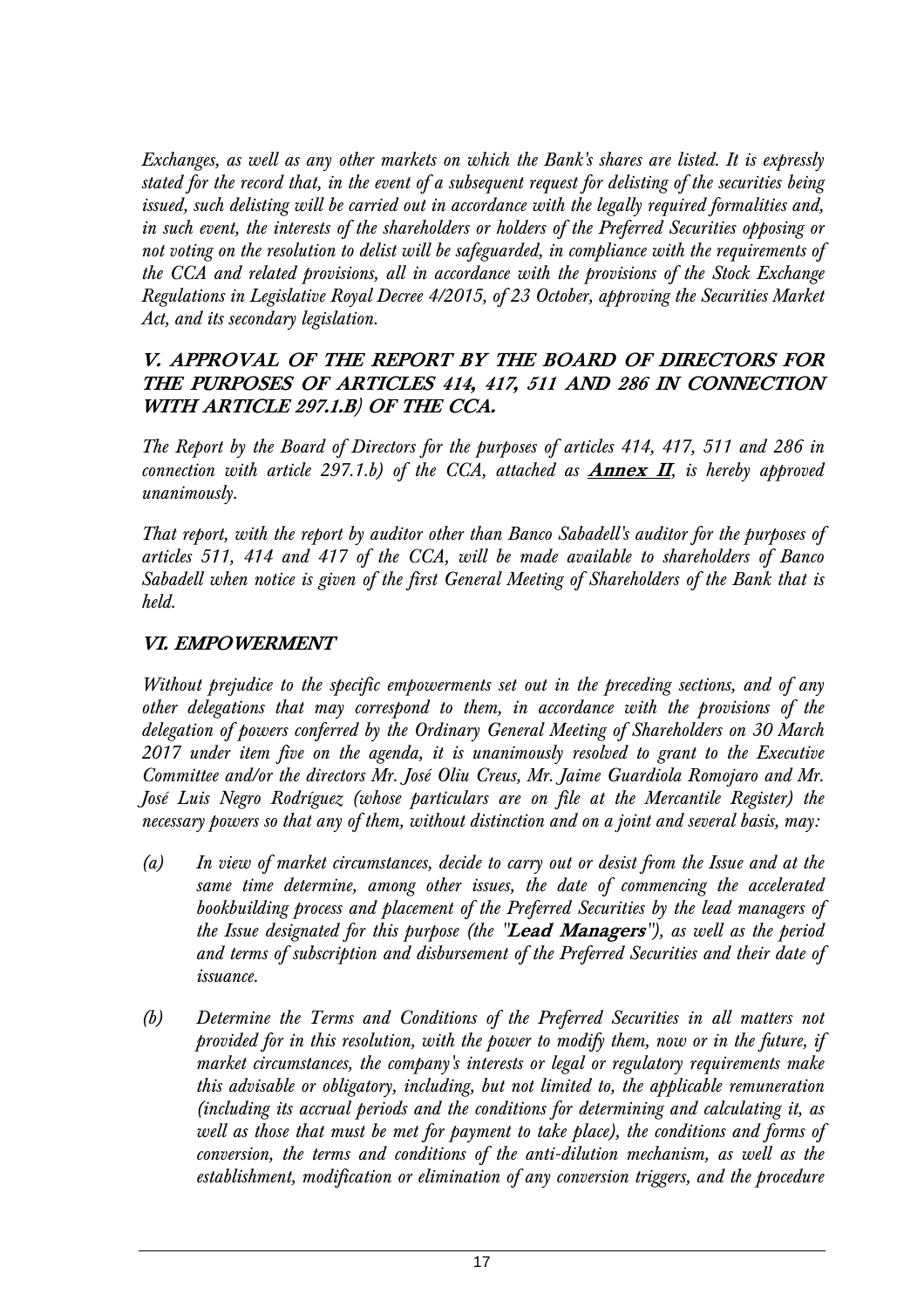*Exchanges, as well as any other markets on which the Bank's shares are listed. It is expressly stated for the record that, in the event of a subsequent request for delisting of the securities being issued, such delisting will be carried out in accordance with the legally required formalities and, in such event, the interests of the shareholders or holders of the Preferred Securities opposing or not voting on the resolution to delist will be safeguarded, in compliance with the requirements of the CCA and related provisions, all in accordance with the provisions of the Stock Exchange Regulations in Legislative Royal Decree 4/2015, of 23 October, approving the Securities Market Act, and its secondary legislation.*

### *V. APPROVAL OF THE REPORT BY THE BOARD OF DIRECTORS FOR THE PURPOSES OF ARTICLES 414, 417, 511 AND 286 IN CONNECTION WITH ARTICLE 297.1.B) OF THE CCA.*

*The Report by the Board of Directors for the purposes of articles 414, 417, 511 and 286 in connection with article 297.1.b) of the CCA, attached as **Annex II**, is hereby approved unanimously.*

*That report, with the report by auditor other than Banco Sabadell's auditor for the purposes of articles 511, 414 and 417 of the CCA, will be made available to shareholders of Banco Sabadell when notice is given of the first General Meeting of Shareholders of the Bank that is held.*

### *VI. EMPOWERMENT*

*Without prejudice to the specific empowerments set out in the preceding sections, and of any other delegations that may correspond to them, in accordance with the provisions of the delegation of powers conferred by the Ordinary General Meeting of Shareholders on 30 March 2017 under item five on the agenda, it is unanimously resolved to grant to the Executive Committee and/or the directors Mr. José Oliu Creus, Mr. Jaime Guardiola Romojaro and Mr. José Luis Negro Rodríguez (whose particulars are on file at the Mercantile Register) the necessary powers so that any of them, without distinction and on a joint and several basis, may:*

*(a) In view of market circumstances, decide to carry out or desist from the Issue and at the same time determine, among other issues, the date of commencing the accelerated bookbuilding process and placement of the Preferred Securities by the lead managers of the Issue designated for this purpose (the "**Lead Managers**"), as well as the period and terms of subscription and disbursement of the Preferred Securities and their date of issuance.*

*(b) Determine the Terms and Conditions of the Preferred Securities in all matters not provided for in this resolution, with the power to modify them, now or in the future, if market circumstances, the company's interests or legal or regulatory requirements make this advisable or obligatory, including, but not limited to, the applicable remuneration (including its accrual periods and the conditions for determining and calculating it, as well as those that must be met for payment to take place), the conditions and forms of conversion, the terms and conditions of the anti-dilution mechanism, as well as the establishment, modification or elimination of any conversion triggers, and the procedure*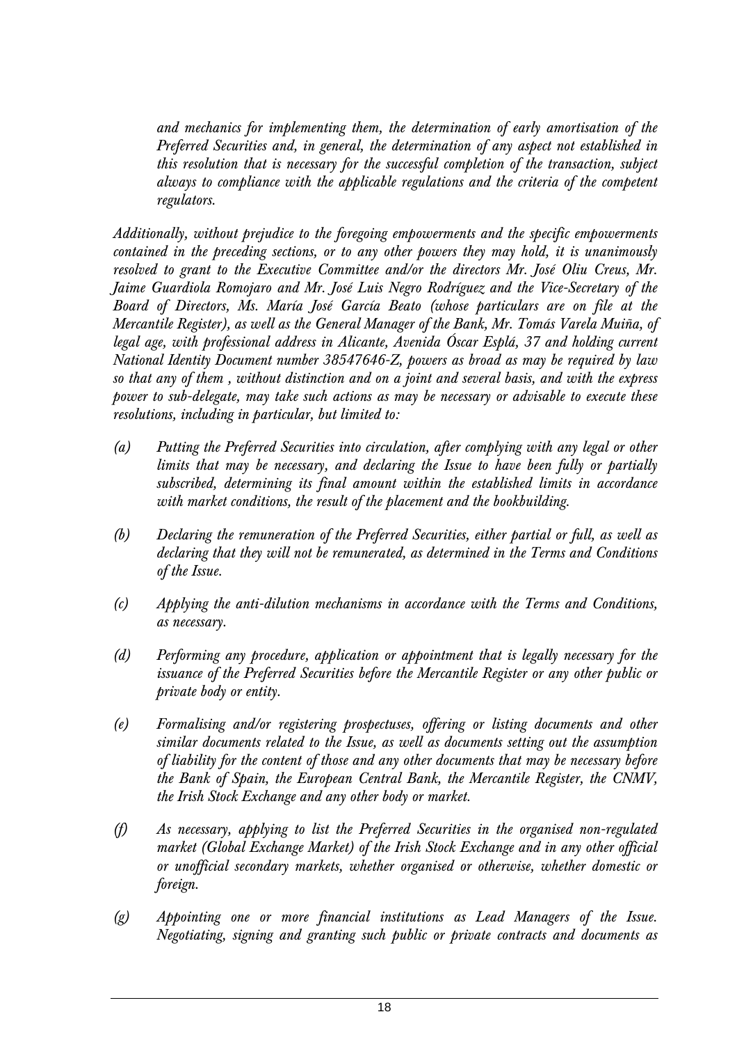*and mechanics for implementing them, the determination of early amortisation of the Preferred Securities and, in general, the determination of any aspect not established in this resolution that is necessary for the successful completion of the transaction, subject always to compliance with the applicable regulations and the criteria of the competent regulators.*

*Additionally, without prejudice to the foregoing empowerments and the specific empowerments contained in the preceding sections, or to any other powers they may hold, it is unanimously resolved to grant to the Executive Committee and/or the directors Mr. José Oliu Creus, Mr. Jaime Guardiola Romojaro and Mr. José Luis Negro Rodríguez and the Vice-Secretary of the Board of Directors, Ms. María José García Beato (whose particulars are on file at the Mercantile Register), as well as the General Manager of the Bank, Mr. Tomás Varela Muiña, of legal age, with professional address in Alicante, Avenida Óscar Esplá, 37 and holding current National Identity Document number 38547646-Z, powers as broad as may be required by law so that any of them , without distinction and on a joint and several basis, and with the express power to sub-delegate, may take such actions as may be necessary or advisable to execute these resolutions, including in particular, but limited to:*

*(a) Putting the Preferred Securities into circulation, after complying with any legal or other limits that may be necessary, and declaring the Issue to have been fully or partially subscribed, determining its final amount within the established limits in accordance with market conditions, the result of the placement and the bookbuilding.*

*(b) Declaring the remuneration of the Preferred Securities, either partial or full, as well as declaring that they will not be remunerated, as determined in the Terms and Conditions of the Issue.*

*(c) Applying the anti-dilution mechanisms in accordance with the Terms and Conditions, as necessary.*

*(d) Performing any procedure, application or appointment that is legally necessary for the issuance of the Preferred Securities before the Mercantile Register or any other public or private body or entity.*

*(e) Formalising and/or registering prospectuses, offering or listing documents and other similar documents related to the Issue, as well as documents setting out the assumption of liability for the content of those and any other documents that may be necessary before the Bank of Spain, the European Central Bank, the Mercantile Register, the CNMV, the Irish Stock Exchange and any other body or market.*

*(f) As necessary, applying to list the Preferred Securities in the organised non-regulated market (Global Exchange Market) of the Irish Stock Exchange and in any other official or unofficial secondary markets, whether organised or otherwise, whether domestic or foreign.*

*(g) Appointing one or more financial institutions as Lead Managers of the Issue. Negotiating, signing and granting such public or private contracts and documents as*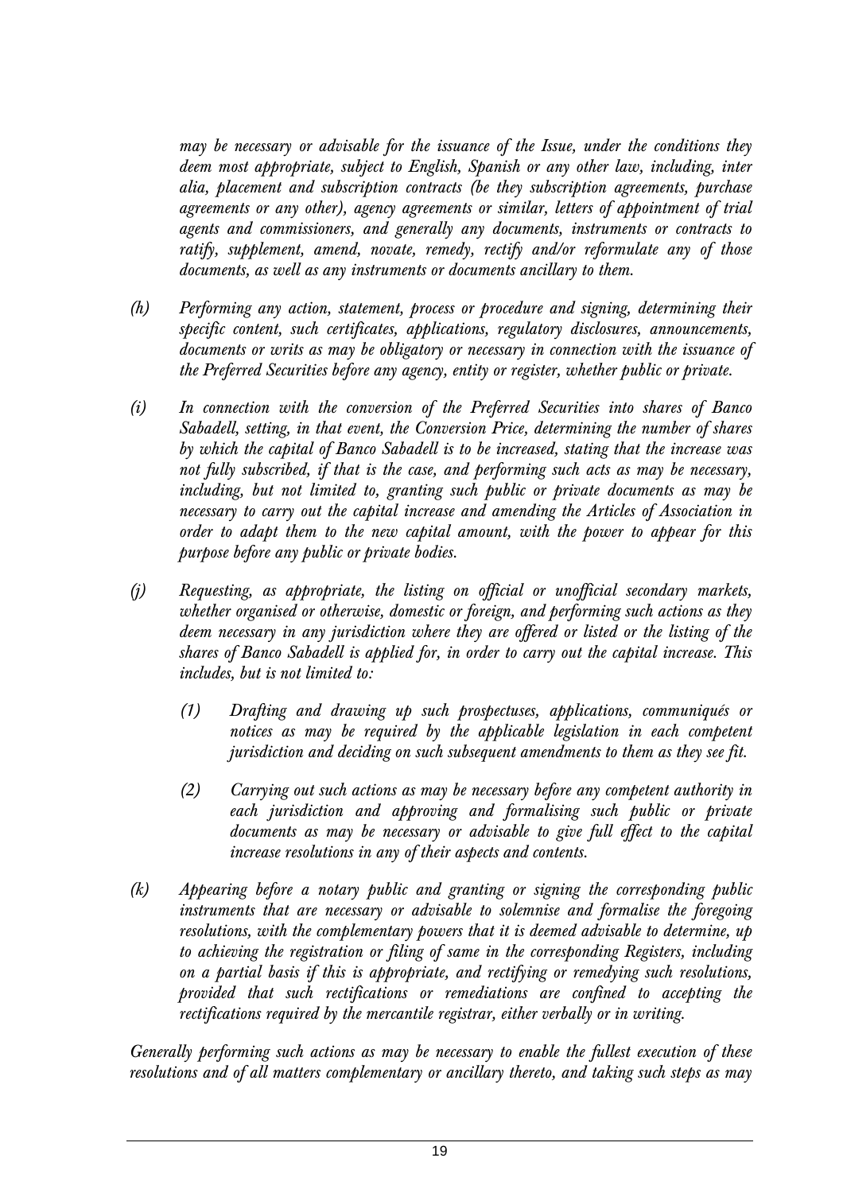*may be necessary or advisable for the issuance of the Issue, under the conditions they deem most appropriate, subject to English, Spanish or any other law, including, inter alia, placement and subscription contracts (be they subscription agreements, purchase agreements or any other), agency agreements or similar, letters of appointment of trial agents and commissioners, and generally any documents, instruments or contracts to ratify, supplement, amend, novate, remedy, rectify and/or reformulate any of those documents, as well as any instruments or documents ancillary to them.*

*(h) Performing any action, statement, process or procedure and signing, determining their specific content, such certificates, applications, regulatory disclosures, announcements, documents or writs as may be obligatory or necessary in connection with the issuance of the Preferred Securities before any agency, entity or register, whether public or private.*

*(i) In connection with the conversion of the Preferred Securities into shares of Banco Sabadell, setting, in that event, the Conversion Price, determining the number of shares by which the capital of Banco Sabadell is to be increased, stating that the increase was not fully subscribed, if that is the case, and performing such acts as may be necessary, including, but not limited to, granting such public or private documents as may be necessary to carry out the capital increase and amending the Articles of Association in order to adapt them to the new capital amount, with the power to appear for this purpose before any public or private bodies.*

*(j) Requesting, as appropriate, the listing on official or unofficial secondary markets, whether organised or otherwise, domestic or foreign, and performing such actions as they deem necessary in any jurisdiction where they are offered or listed or the listing of the shares of Banco Sabadell is applied for, in order to carry out the capital increase. This includes, but is not limited to:*

*(1) Drafting and drawing up such prospectuses, applications, communiqués or notices as may be required by the applicable legislation in each competent jurisdiction and deciding on such subsequent amendments to them as they see fit.*

*(2) Carrying out such actions as may be necessary before any competent authority in each jurisdiction and approving and formalising such public or private documents as may be necessary or advisable to give full effect to the capital increase resolutions in any of their aspects and contents.*

*(k) Appearing before a notary public and granting or signing the corresponding public instruments that are necessary or advisable to solemnise and formalise the foregoing resolutions, with the complementary powers that it is deemed advisable to determine, up to achieving the registration or filing of same in the corresponding Registers, including on a partial basis if this is appropriate, and rectifying or remedying such resolutions, provided that such rectifications or remediations are confined to accepting the rectifications required by the mercantile registrar, either verbally or in writing.*

*Generally performing such actions as may be necessary to enable the fullest execution of these resolutions and of all matters complementary or ancillary thereto, and taking such steps as may*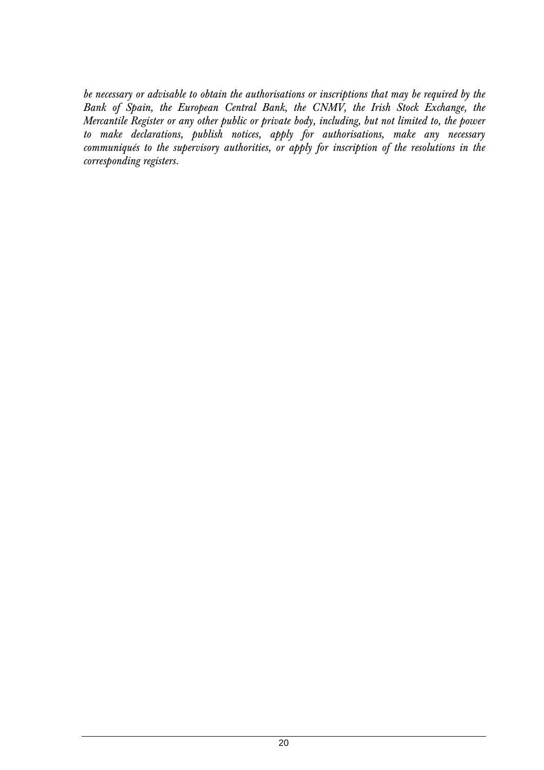*be necessary or advisable to obtain the authorisations or inscriptions that may be required by the Bank of Spain, the European Central Bank, the CNMV, the Irish Stock Exchange, the Mercantile Register or any other public or private body, including, but not limited to, the power to make declarations, publish notices, apply for authorisations, make any necessary communiqués to the supervisory authorities, or apply for inscription of the resolutions in the corresponding registers.*